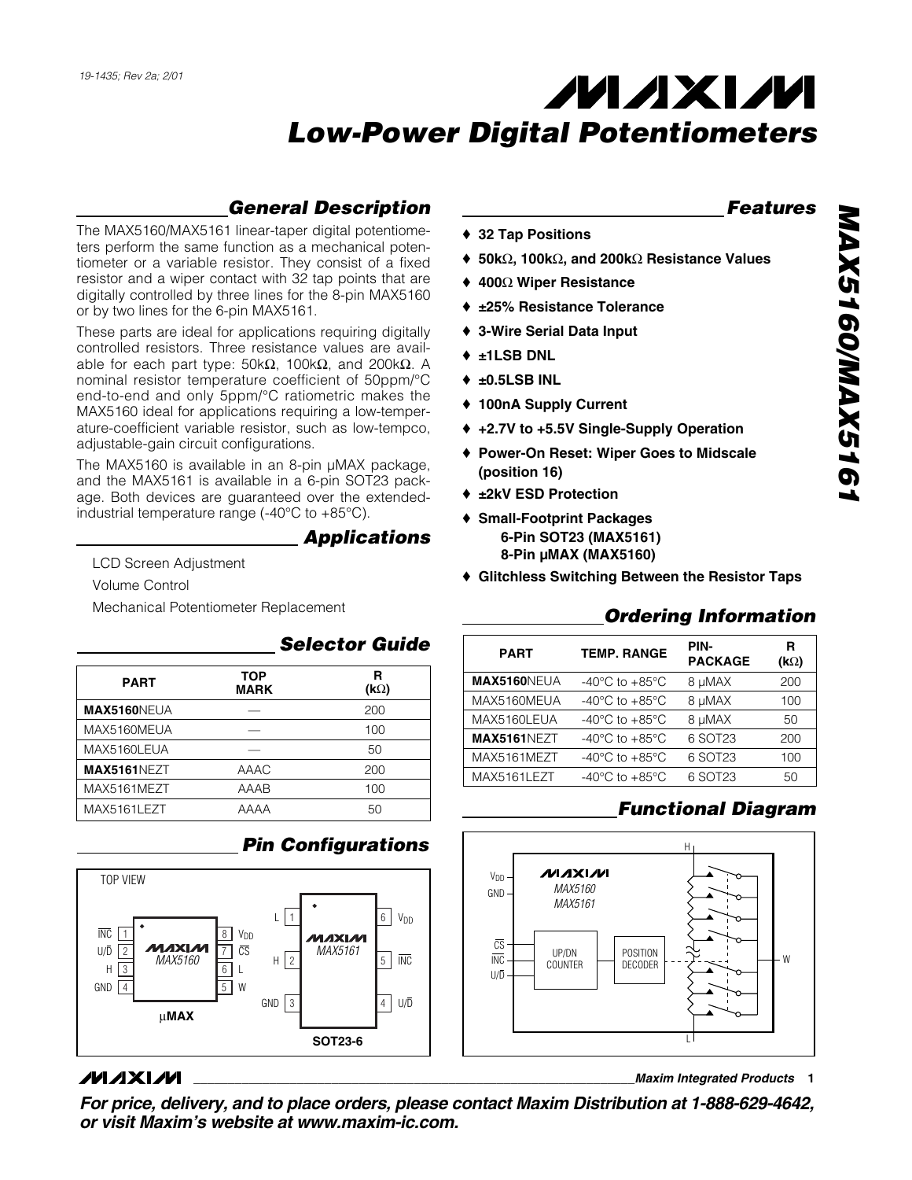19-1435; Rev 2a; 2/01

# Low-Power Digital Potentiometers

## MAX5160/MAX5161

## General Description

The MAX5160/MAX5161 linear-taper digital potentiometers perform the same function as a mechanical potentiometer or a variable resistor. They consist of a fixed resistor and a wiper contact with 32 tap points that are digitally controlled by three lines for the 8-pin MAX5160 or by two lines for the 6-pin MAX5161.

These parts are ideal for applications requiring digitally controlled resistors. Three resistance values are available for each part type: 50kΩ, 100kΩ, and 200kΩ. A nominal resistor temperature coefficient of 50ppm/°C end-to-end and only 5ppm/°C ratiometric makes the MAX5160 ideal for applications requiring a low-temperature-coefficient variable resistor, such as low-tempco, adjustable-gain circuit configurations.

The MAX5160 is available in an 8-pin µMAX package, and the MAX5161 is available in a 6-pin SOT23 package. Both devices are guaranteed over the extended-industrial temperature range (-40°C to +85°C).

## Applications

LCD Screen Adjustment

Volume Control

Mechanical Potentiometer Replacement

## Selector Guide

| PART | TOP MARK | R (kΩ) |
|---|---|---|
| **MAX5160**NEUA | — | 200 |
| MAX5160MEUA | — | 100 |
| MAX5160LEUA | — | 50 |
| **MAX5161**NEZT | AAAC | 200 |
| MAX5161MEZT | AAAB | 100 |
| MAX5161LEZT | AAAA | 50 |

## Pin Configurations

TOP VIEW

MAX5160 (µMAX): 1 INC, 2 U/D, 3 H, 4 GND, 5 W, 6 L, 7 CS, 8 $V_{DD}$

MAX5161 (SOT23-6): 1 L, 2 H, 3 GND, 4 U/D, 5 INC, 6 $V_{DD}$

## Features

- ♦ **32 Tap Positions**
- ♦ **50kΩ, 100kΩ, and 200kΩ Resistance Values**
- ♦ **400Ω Wiper Resistance**
- ♦ **±25% Resistance Tolerance**
- ♦ **3-Wire Serial Data Input**
- ♦ **±1LSB DNL**
- ♦ **±0.5LSB INL**
- ♦ **100nA Supply Current**
- ♦ **+2.7V to +5.5V Single-Supply Operation**
- ♦ **Power-On Reset: Wiper Goes to Midscale (position 16)**
- ♦ **±2kV ESD Protection**
- ♦ **Small-Footprint Packages**
  - **6-Pin SOT23 (MAX5161)**
  - **8-Pin µMAX (MAX5160)**
- ♦ **Glitchless Switching Between the Resistor Taps**

## Ordering Information

| PART | TEMP. RANGE | PIN-PACKAGE | R (kΩ) |
|---|---|---|---|
| **MAX5160**NEUA | -40°C to +85°C | 8 µMAX | 200 |
| MAX5160MEUA | -40°C to +85°C | 8 µMAX | 100 |
| MAX5160LEUA | -40°C to +85°C | 8 µMAX | 50 |
| **MAX5161**NEZT | -40°C to +85°C | 6 SOT23 | 200 |
| MAX5161MEZT | -40°C to +85°C | 6 SOT23 | 100 |
| MAX5161LEZT | -40°C to +85°C | 6 SOT23 | 50 |

## Functional Diagram

$V_{DD}$, GND, CS, INC, U/D → UP/DN COUNTER → POSITION DECODER → H, W, L (MAX5160/MAX5161)

**For price, delivery, and to place orders, please contact Maxim Distribution at 1-888-629-4642, or visit Maxim's website at www.maxim-ic.com.**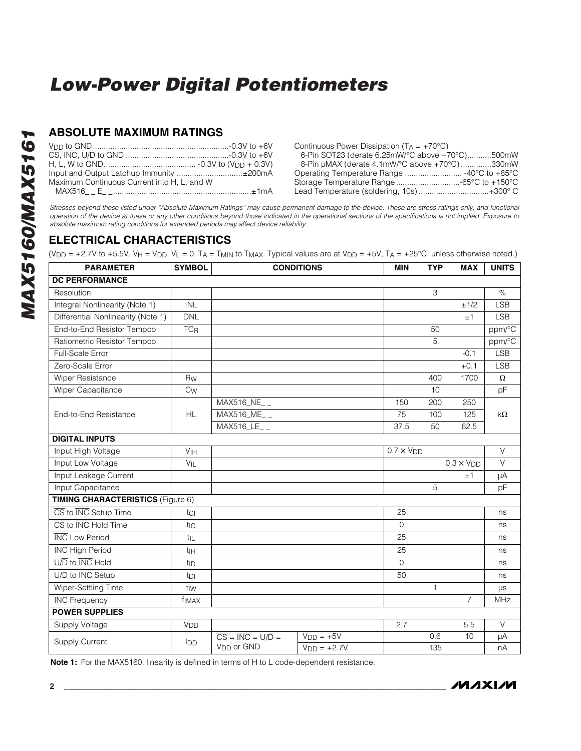## ABSOLUTE MAXIMUM RATINGS

$V_{DD}$ to GND.............................................................-0.3V to +6V
$\overline{CS}$, $\overline{INC}$, U/$\overline{D}$ to GND ..............................................-0.3V to +6V
H, L, W to GND.......................................... -0.3V to ($V_{DD}$ + 0.3V)
Input and Output Latchup Immunity ..............................±200mA
Maximum Continuous Current into H, L, and W
MAX516_ _ E_ _...............................................................±1mA

Continuous Power Dissipation ($T_A$ = +70°C)
6-Pin SOT23 (derate 6.25mW/°C above +70°C)...........500mW
8-Pin μMAX (derate 4.1mW/°C above +70°C) ..............330mW
Operating Temperature Range .......................... -40°C to +85°C
Storage Temperature Range .............................-65°C to +150°C
Lead Temperature (soldering, 10s) ................................+300° C

*Stresses beyond those listed under "Absolute Maximum Ratings" may cause permanent damage to the device. These are stress ratings only, and functional operation of the device at these or any other conditions beyond those indicated in the operational sections of the specifications is not implied. Exposure to absolute maximum rating conditions for extended periods may affect device reliability.*

## ELECTRICAL CHARACTERISTICS

($V_{DD}$ = +2.7V to +5.5V, $V_H$ = $V_{DD}$, $V_L$ = 0, $T_A$ = $T_{MIN}$ to $T_{MAX}$. Typical values are at $V_{DD}$ = +5V, $T_A$ = +25°C, unless otherwise noted.)

| PARAMETER | SYMBOL | CONDITIONS | | MIN | TYP | MAX | UNITS |
|---|---|---|---|---|---|---|---|
| **DC PERFORMANCE** | | | | | | | |
| Resolution | | | | | 3 | | % |
| Integral Nonlinearity (Note 1) | INL | | | | | ±1/2 | LSB |
| Differential Nonlinearity (Note 1) | DNL | | | | | ±1 | LSB |
| End-to-End Resistor Tempco | $TC_R$ | | | | 50 | | ppm/°C |
| Ratiometric Resistor Tempco | | | | | 5 | | ppm/°C |
| Full-Scale Error | | | | | | -0.1 | LSB |
| Zero-Scale Error | | | | | | +0.1 | LSB |
| Wiper Resistance | $R_W$ | | | | 400 | 1700 | Ω |
| Wiper Capacitance | $C_W$ | | | | 10 | | pF |
| End-to-End Resistance | HL | MAX516_NE_ _ | | 150 | 200 | 250 | kΩ |
| | | MAX516_ME_ _ | | 75 | 100 | 125 | |
| | | MAX516_LE_ _ | | 37.5 | 50 | 62.5 | |
| **DIGITAL INPUTS** | | | | | | | |
| Input High Voltage | $V_{IH}$ | | | 0.7 × $V_{DD}$ | | | V |
| Input Low Voltage | $V_{IL}$ | | | | | 0.3 × $V_{DD}$ | V |
| Input Leakage Current | | | | | | ±1 | µA |
| Input Capacitance | | | | | 5 | | pF |
| **TIMING CHARACTERISTICS** (Figure 6) | | | | | | | |
| $\overline{CS}$ to $\overline{INC}$ Setup Time | $t_{CI}$ | | | 25 | | | ns |
| $\overline{CS}$ to $\overline{INC}$ Hold Time | $t_{IC}$ | | | 0 | | | ns |
| $\overline{INC}$ Low Period | $t_{IL}$ | | | 25 | | | ns |
| $\overline{INC}$ High Period | $t_{IH}$ | | | 25 | | | ns |
| U/$\overline{D}$ to $\overline{INC}$ Hold | $t_{ID}$ | | | 0 | | | ns |
| U/$\overline{D}$ to $\overline{INC}$ Setup | $t_{DI}$ | | | 50 | | | ns |
| Wiper-Settling Time | $t_{IW}$ | | | | 1 | | µs |
| $\overline{INC}$ Frequency | $f_{IMAX}$ | | | | | 7 | MHz |
| **POWER SUPPLIES** | | | | | | | |
| Supply Voltage | $V_{DD}$ | | | 2.7 | | 5.5 | V |
| Supply Current | $I_{DD}$ | $\overline{CS}$ = $\overline{INC}$ = U/$\overline{D}$ = $V_{DD}$ or GND | $V_{DD}$ = +5V | | 0.6 | 10 | µA |
| | | | $V_{DD}$ = +2.7V | | 135 | | nA |

**Note 1:** For the MAX5160, linearity is defined in terms of H to L code-dependent resistance.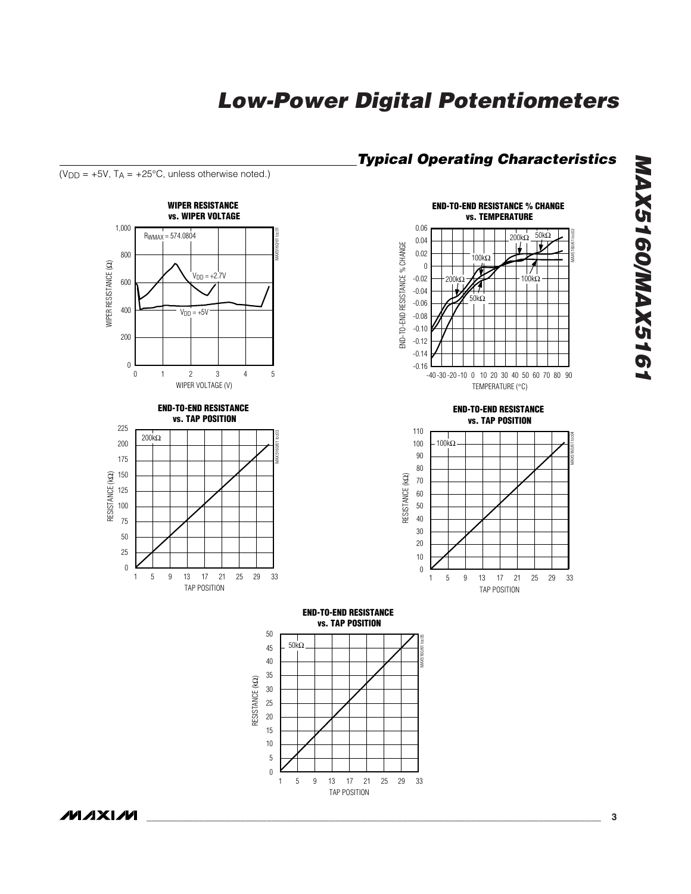## Typical Operating Characteristics

($V_{DD}$ = +5V, $T_A$ = +25°C, unless otherwise noted.)

**WIPER RESISTANCE vs. WIPER VOLTAGE**

**END-TO-END RESISTANCE % CHANGE vs. TEMPERATURE**

**END-TO-END RESISTANCE vs. TAP POSITION**

**END-TO-END RESISTANCE vs. TAP POSITION**

**END-TO-END RESISTANCE vs. TAP POSITION**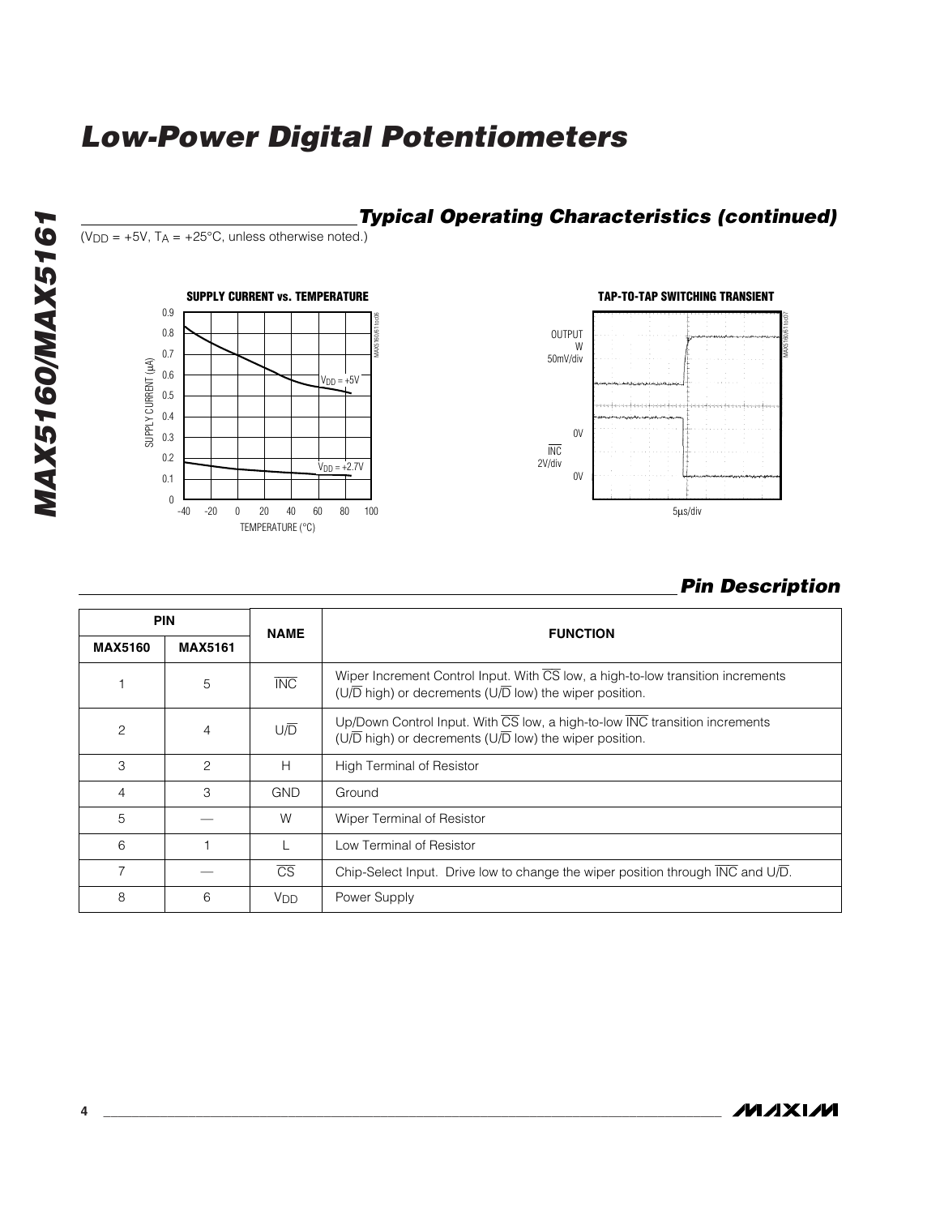## Typical Operating Characteristics (continued)

($V_{DD}$ = +5V, $T_A$ = +25°C, unless otherwise noted.)

**SUPPLY CURRENT vs. TEMPERATURE**

**TAP-TO-TAP SWITCHING TRANSIENT**

## Pin Description

| PIN | | NAME | FUNCTION |
|---|---|---|---|
| **MAX5160** | **MAX5161** | | |
| 1 | 5 | $\overline{INC}$ | Wiper Increment Control Input. With $\overline{CS}$ low, a high-to-low transition increments (U/$\overline{D}$ high) or decrements (U/$\overline{D}$ low) the wiper position. |
| 2 | 4 | U/$\overline{D}$ | Up/Down Control Input. With $\overline{CS}$ low, a high-to-low $\overline{INC}$ transition increments (U/$\overline{D}$ high) or decrements (U/$\overline{D}$ low) the wiper position. |
| 3 | 2 | H | High Terminal of Resistor |
| 4 | 3 | GND | Ground |
| 5 | — | W | Wiper Terminal of Resistor |
| 6 | 1 | L | Low Terminal of Resistor |
| 7 | — | $\overline{CS}$ | Chip-Select Input. Drive low to change the wiper position through $\overline{INC}$ and U/$\overline{D}$. |
| 8 | 6 | $V_{DD}$ | Power Supply |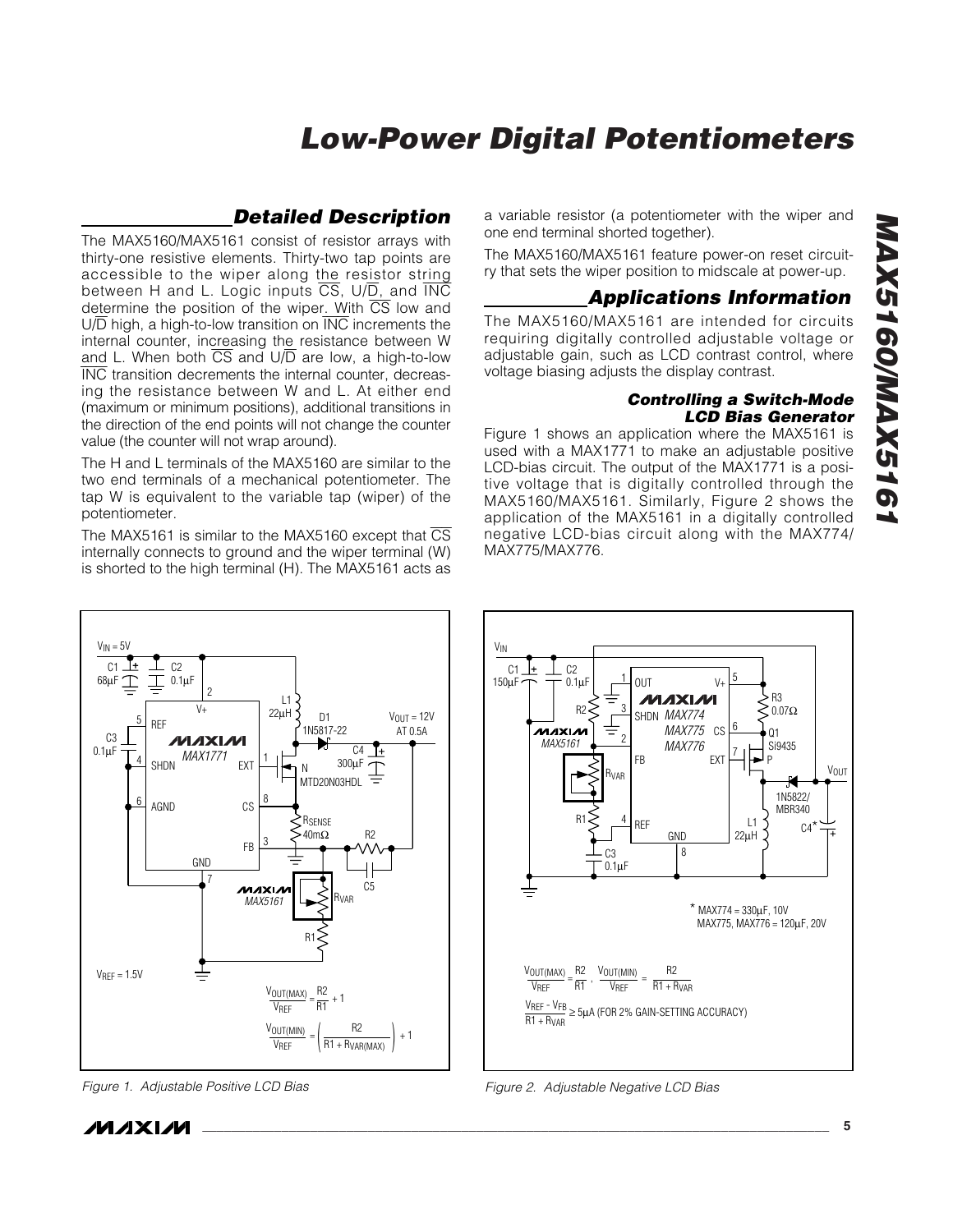## Detailed Description

The MAX5160/MAX5161 consist of resistor arrays with thirty-one resistive elements. Thirty-two tap points are accessible to the wiper along the resistor string between H and L. Logic inputs $\overline{CS}$, U/$\overline{D}$, and $\overline{INC}$ determine the position of the wiper. With $\overline{CS}$ low and U/$\overline{D}$ high, a high-to-low transition on $\overline{INC}$ increments the internal counter, increasing the resistance between W and L. When both $\overline{CS}$ and U/$\overline{D}$ are low, a high-to-low $\overline{INC}$ transition decrements the internal counter, decreasing the resistance between W and L. At either end (maximum or minimum positions), additional transitions in the direction of the end points will not change the counter value (the counter will not wrap around).

The H and L terminals of the MAX5160 are similar to the two end terminals of a mechanical potentiometer. The tap W is equivalent to the variable tap (wiper) of the potentiometer.

The MAX5161 is similar to the MAX5160 except that $\overline{CS}$ internally connects to ground and the wiper terminal (W) is shorted to the high terminal (H). The MAX5161 acts as a variable resistor (a potentiometer with the wiper and one end terminal shorted together).

The MAX5160/MAX5161 feature power-on reset circuitry that sets the wiper position to midscale at power-up.

## Applications Information

The MAX5160/MAX5161 are intended for circuits requiring digitally controlled adjustable voltage or adjustable gain, such as LCD contrast control, where voltage biasing adjusts the display contrast.

### Controlling a Switch-Mode LCD Bias Generator

Figure 1 shows an application where the MAX5161 is used with a MAX1771 to make an adjustable positive LCD-bias circuit. The output of the MAX1771 is a positive voltage that is digitally controlled through the MAX5160/MAX5161. Similarly, Figure 2 shows the application of the MAX5161 in a digitally controlled negative LCD-bias circuit along with the MAX774/MAX775/MAX776.

$$\frac{V_{OUT(MAX)}}{V_{REF}} = \frac{R2}{R1} + 1$$

$$\frac{V_{OUT(MIN)}}{V_{REF}} = \left(\frac{R2}{R1 + R_{VAR(MAX)}}\right) + 1$$

Figure 1. Adjustable Positive LCD Bias

\* MAX774 = 330µF, 10V
MAX775, MAX776 = 120µF, 20V

$$\frac{V_{OUT(MAX)}}{V_{REF}} = \frac{R2}{R1}, \quad \frac{V_{OUT(MIN)}}{V_{REF}} = \frac{R2}{R1 + R_{VAR}}$$

$$\frac{V_{REF} - V_{FB}}{R1 + R_{VAR}} \geq 5\mu A \text{ (FOR 2\% GAIN-SETTING ACCURACY)}$$

Figure 2. Adjustable Negative LCD Bias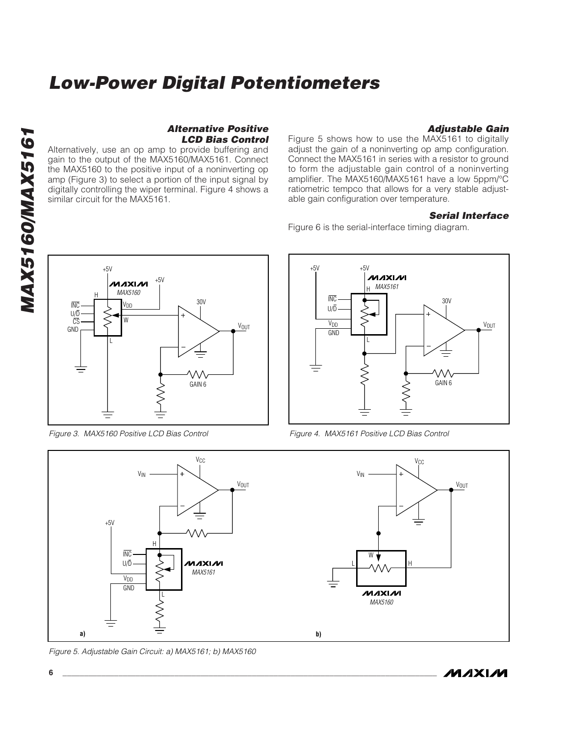### Alternative Positive LCD Bias Control

Alternatively, use an op amp to provide buffering and gain to the output of the MAX5160/MAX5161. Connect the MAX5160 to the positive input of a noninverting op amp (Figure 3) to select a portion of the input signal by digitally controlling the wiper terminal. Figure 4 shows a similar circuit for the MAX5161.

### Adjustable Gain

Figure 5 shows how to use the MAX5161 to digitally adjust the gain of a noninverting op amp configuration. Connect the MAX5161 in series with a resistor to ground to form the adjustable gain control of a noninverting amplifier. The MAX5160/MAX5161 have a low 5ppm/°C ratiometric tempco that allows for a very stable adjustable gain configuration over temperature.

### Serial Interface

Figure 6 is the serial-interface timing diagram.

Figure 3. MAX5160 Positive LCD Bias Control

Figure 4. MAX5161 Positive LCD Bias Control

Figure 5. Adjustable Gain Circuit: a) MAX5161; b) MAX5160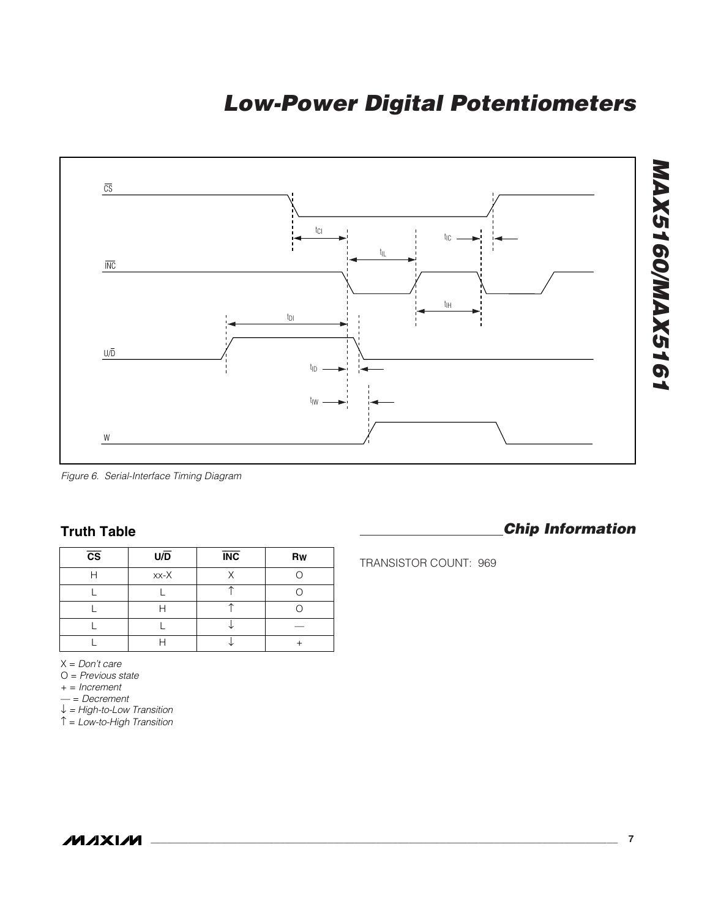Figure 6. Serial-Interface Timing Diagram

## Truth Table

| $\overline{CS}$ | U/$\overline{D}$ | $\overline{INC}$ | Rw |
|---|---|---|---|
| H | xx-X | X | O |
| L | L | ↑ | O |
| L | H | ↑ | O |
| L | L | ↓ | — |
| L | H | ↓ | + |

X = *Don't care*
O = *Previous state*
\+ = *Increment*
— = *Decrement*
↓ = *High-to-Low Transition*
↑ = *Low-to-High Transition*

## Chip Information

TRANSISTOR COUNT: 969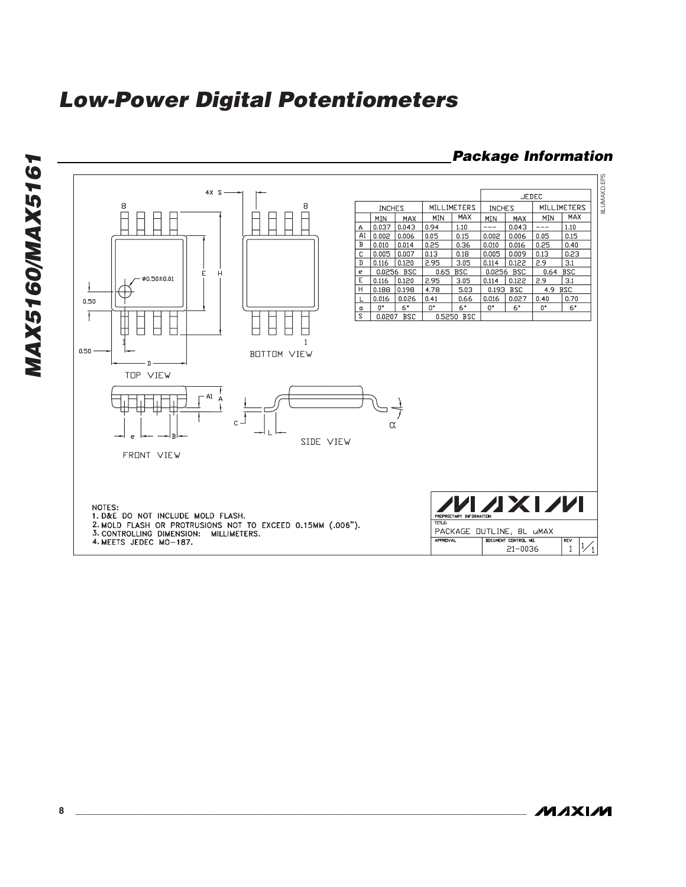## Package Information

| | INCHES | | MILLIMETERS | | JEDEC INCHES | | JEDEC MILLIMETERS | |
|---|---|---|---|---|---|---|---|---|
| | MIN | MAX | MIN | MAX | MIN | MAX | MIN | MAX |
| A | 0.037 | 0.043 | 0.94 | 1.10 | --- | 0.043 | --- | 1.10 |
| A1 | 0.002 | 0.006 | 0.05 | 0.15 | 0.002 | 0.006 | 0.05 | 0.15 |
| B | 0.010 | 0.014 | 0.25 | 0.36 | 0.010 | 0.016 | 0.25 | 0.40 |
| C | 0.005 | 0.007 | 0.13 | 0.18 | 0.005 | 0.009 | 0.13 | 0.23 |
| D | 0.116 | 0.120 | 2.95 | 3.05 | 0.114 | 0.122 | 2.9 | 3.1 |
| e | 0.0256 BSC | | 0.65 BSC | | 0.0256 BSC | | 0.64 BSC | |
| E | 0.116 | 0.120 | 2.95 | 3.05 | 0.114 | 0.122 | 2.9 | 3.1 |
| H | 0.188 | 0.198 | 4.78 | 5.03 | 0.193 BSC | | 4.9 BSC | |
| L | 0.016 | 0.026 | 0.41 | 0.66 | 0.016 | 0.027 | 0.40 | 0.70 |
| α | 0° | 6° | 0° | 6° | 0° | 6° | 0° | 6° |
| S | 0.0207 BSC | | 0.5250 BSC | | | | | |

TOP VIEW — BOTTOM VIEW — FRONT VIEW — SIDE VIEW

NOTES:
1. D&E DO NOT INCLUDE MOLD FLASH.
2. MOLD FLASH OR PROTRUSIONS NOT TO EXCEED 0.15MM (.006").
3. CONTROLLING DIMENSION: MILLIMETERS.
4. MEETS JEDEC MO-187.

MAXIM — PROPRIETARY INFORMATION
TITLE: PACKAGE OUTLINE, 8L uMAX
DOCUMENT CONTROL NO. 21-0036 — REV I — 1/1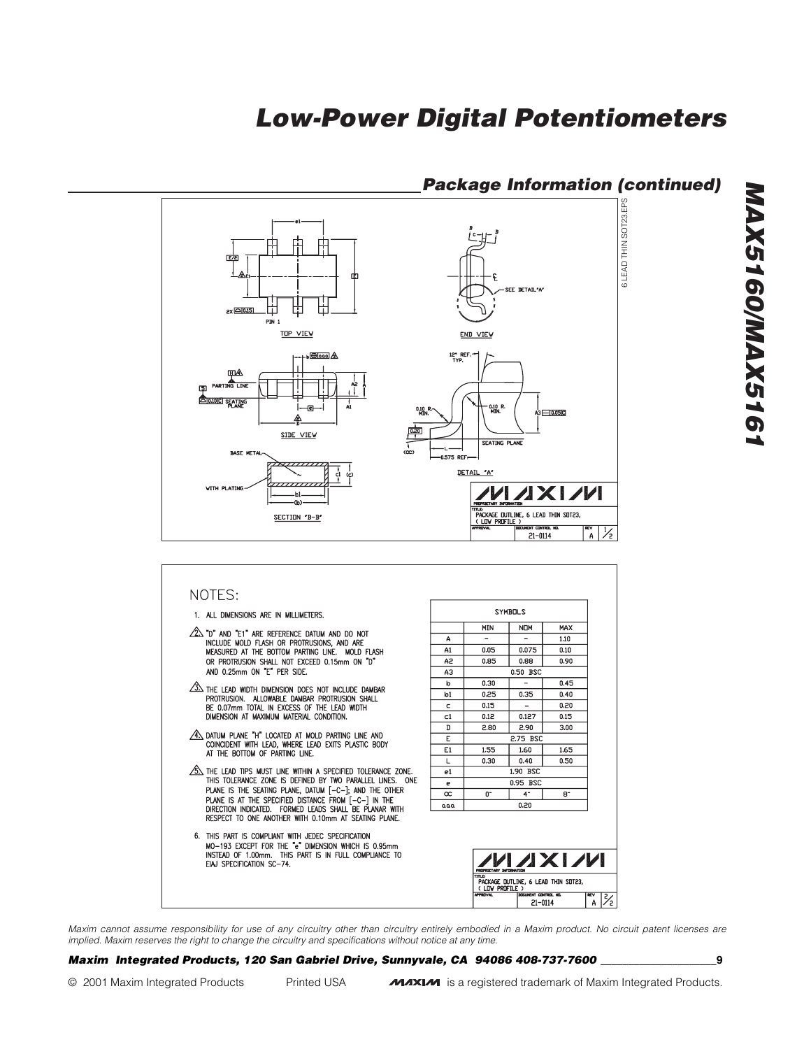## Package Information (continued)

TOP VIEW

END VIEW

SIDE VIEW

DETAIL "A"

SECTION "B-B"

PACKAGE OUTLINE, 6 LEAD THIN SOT23, ( LOW PROFILE )

21-0114 A 1/2

NOTES:

1. ALL DIMENSIONS ARE IN MILLIMETERS.
2. "D" AND "E1" ARE REFERENCE DATUM AND DO NOT INCLUDE MOLD FLASH OR PROTRUSIONS, AND ARE MEASURED AT THE BOTTOM PARTING LINE. MOLD FLASH OR PROTRUSION SHALL NOT EXCEED 0.15mm ON "D" AND 0.25mm ON "E" PER SIDE.
3. THE LEAD WIDTH DIMENSION DOES NOT INCLUDE DAMBAR PROTRUSION. ALLOWABLE DAMBAR PROTRUSION SHALL BE 0.07mm TOTAL IN EXCESS OF THE LEAD WIDTH DIMENSION AT MAXIMUM MATERIAL CONDITION.
4. DATUM PLANE "H" LOCATED AT MOLD PARTING LINE AND COINCIDENT WITH LEAD, WHERE LEAD EXITS PLASTIC BODY AT THE BOTTOM OF PARTING LINE.
5. THE LEAD TIPS MUST LINE WITHIN A SPECIFIED TOLERANCE ZONE. THIS TOLERANCE ZONE IS DEFINED BY TWO PARALLEL LINES. ONE PLANE IS THE SEATING PLANE, DATUM [-C-]; AND THE OTHER PLANE IS AT THE SPECIFIED DISTANCE FROM [-C-] IN THE DIRECTION INDICATED. FORMED LEADS SHALL BE PLANAR WITH RESPECT TO ONE ANOTHER WITH 0.10mm AT SEATING PLANE.
6. THIS PART IS COMPLIANT WITH JEDEC SPECIFICATION MO-193 EXCEPT FOR THE "e" DIMENSION WHICH IS 0.95mm INSTEAD OF 1.00mm. THIS PART IS IN FULL COMPLIANCE TO EIAJ SPECIFICATION SC-74.

| SYMBOLS | MIN | NOM | MAX |
|---|---|---|---|
| A | - | - | 1.10 |
| A1 | 0.05 | 0.075 | 0.10 |
| A2 | 0.85 | 0.88 | 0.90 |
| A3 | 0.50 BSC | | |
| b | 0.30 | - | 0.45 |
| b1 | 0.25 | 0.35 | 0.40 |
| c | 0.15 | - | 0.20 |
| c1 | 0.12 | 0.127 | 0.15 |
| D | 2.80 | 2.90 | 3.00 |
| E | 2.75 BSC | | |
| E1 | 1.55 | 1.60 | 1.65 |
| L | 0.30 | 0.40 | 0.50 |
| e1 | 1.90 BSC | | |
| e | 0.95 BSC | | |
| α | 0° | 4° | 8° |
| aaa | 0.20 | | |

PACKAGE OUTLINE, 6 LEAD THIN SOT23, ( LOW PROFILE )

21-0114 A 2/2

*Maxim cannot assume responsibility for use of any circuitry other than circuitry entirely embodied in a Maxim product. No circuit patent licenses are implied. Maxim reserves the right to change the circuitry and specifications without notice at any time.*

***Maxim Integrated Products, 120 San Gabriel Drive, Sunnyvale, CA 94086 408-737-7600***

© 2001 Maxim Integrated Products Printed USA MAXIM is a registered trademark of Maxim Integrated Products.